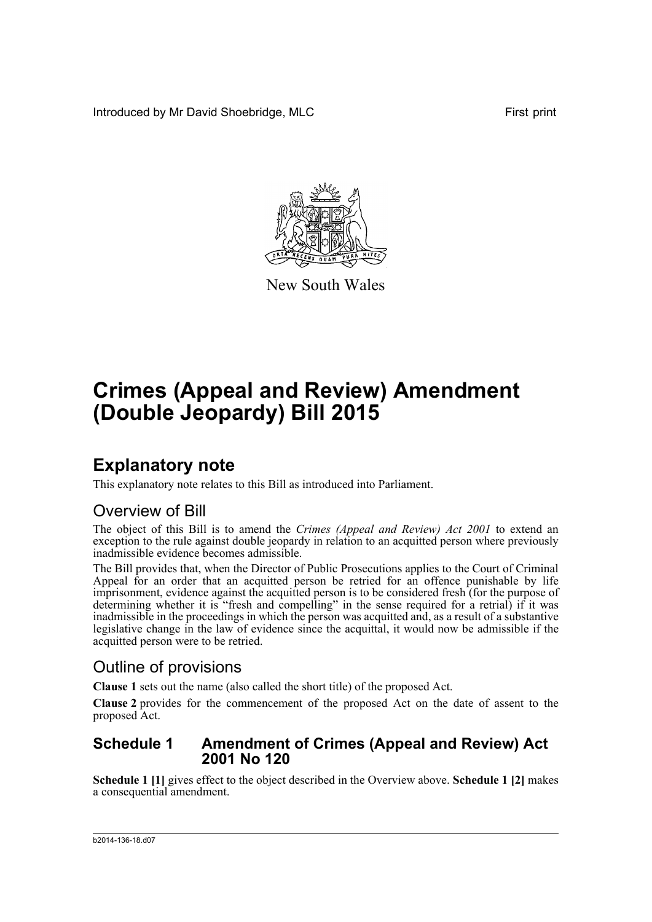Introduced by Mr David Shoebridge, MLC First print

New South Wales

# Crimes (Appeal and Review) Amendment (Double Jeopardy) Bill 2015

## Explanatory note

This explanatory note relates to this Bill as introduced into Parliament.

### Overview of Bill

The object of this Bill is to amend the *Crimes (Appeal and Review) Act 2001* to extend an exception to the rule against double jeopardy in relation to an acquitted person where previously inadmissible evidence becomes admissible.

The Bill provides that, when the Director of Public Prosecutions applies to the Court of Criminal Appeal for an order that an acquitted person be retried for an offence punishable by life imprisonment, evidence against the acquitted person is to be considered fresh (for the purpose of determining whether it is "fresh and compelling" in the sense required for a retrial) if it was inadmissible in the proceedings in which the person was acquitted and, as a result of a substantive legislative change in the law of evidence since the acquittal, it would now be admissible if the acquitted person were to be retried.

### Outline of provisions

**Clause 1** sets out the name (also called the short title) of the proposed Act.

**Clause 2** provides for the commencement of the proposed Act on the date of assent to the proposed Act.

### Schedule 1 Amendment of Crimes (Appeal and Review) Act 2001 No 120

**Schedule 1 [1]** gives effect to the object described in the Overview above. **Schedule 1 [2]** makes a consequential amendment.

b2014-136-18.d07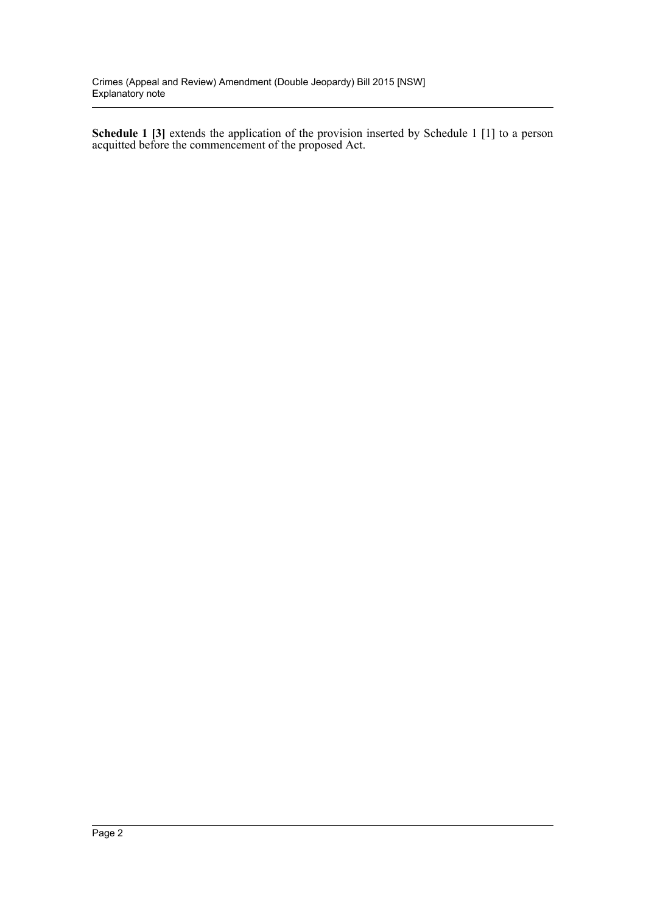**Schedule 1 [3]** extends the application of the provision inserted by Schedule 1 [1] to a person acquitted before the commencement of the proposed Act.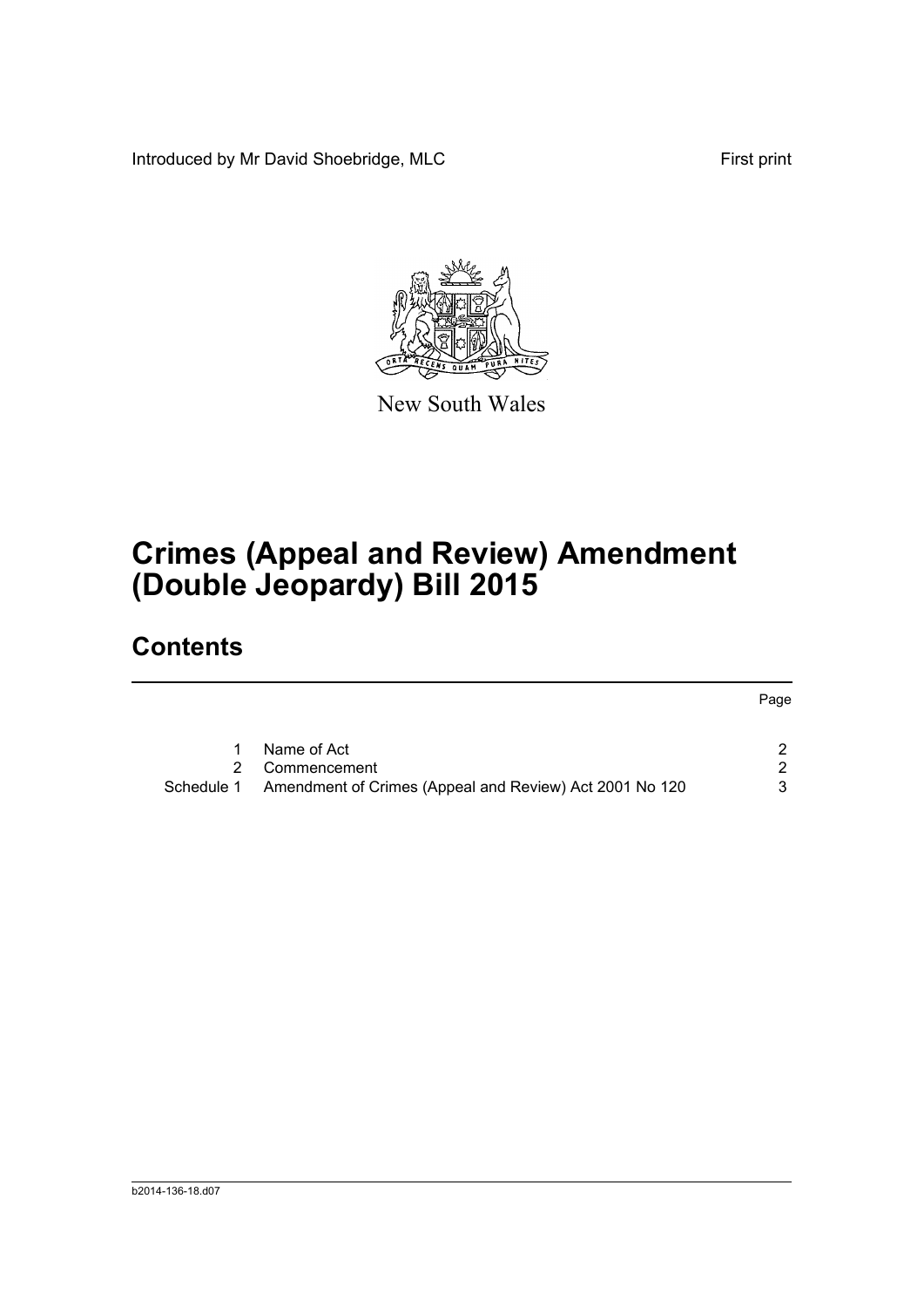Introduced by Mr David Shoebridge, MLC First print

New South Wales

# Crimes (Appeal and Review) Amendment (Double Jeopardy) Bill 2015

## Contents

| | | Page |
|---|---|---|
| 1 | Name of Act | 2 |
| 2 | Commencement | 2 |
| Schedule 1 | Amendment of Crimes (Appeal and Review) Act 2001 No 120 | 3 |

b2014-136-18.d07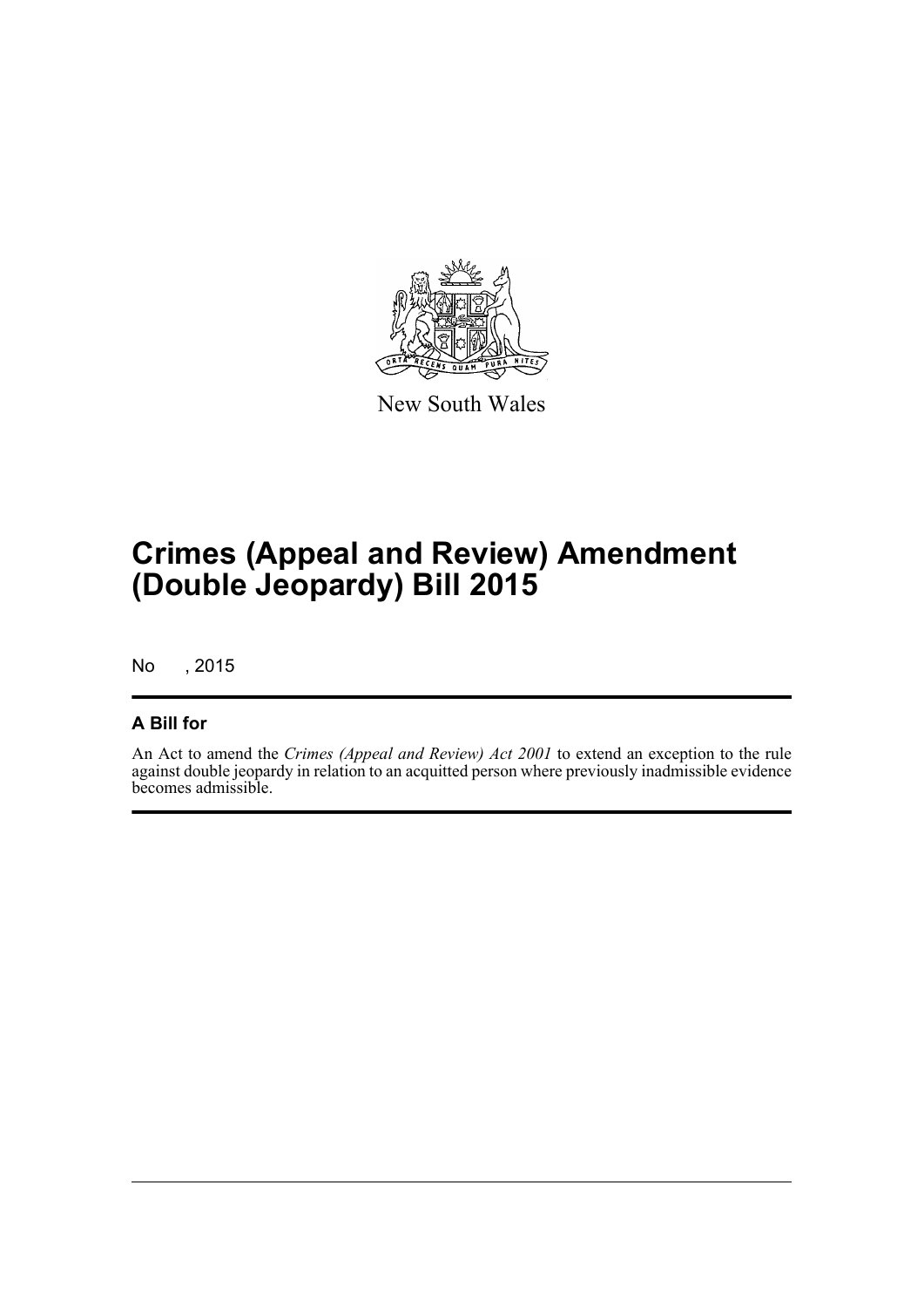New South Wales

# Crimes (Appeal and Review) Amendment (Double Jeopardy) Bill 2015

No , 2015

## A Bill for

An Act to amend the *Crimes (Appeal and Review) Act 2001* to extend an exception to the rule against double jeopardy in relation to an acquitted person where previously inadmissible evidence becomes admissible.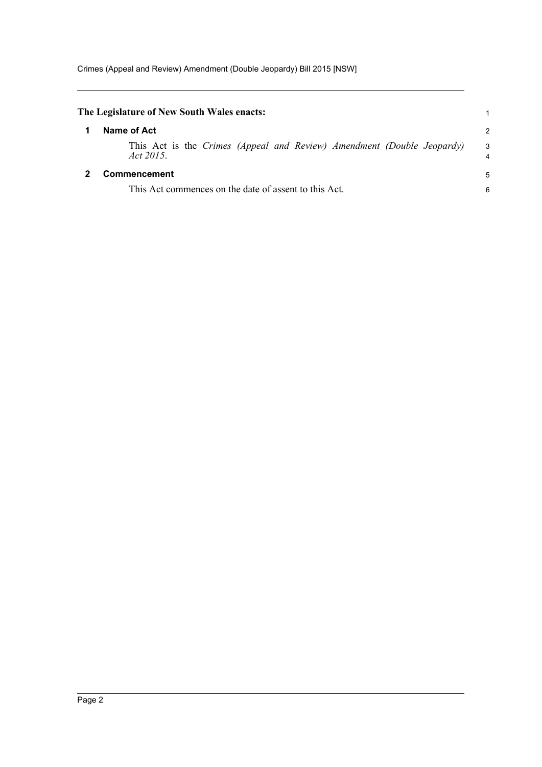**The Legislature of New South Wales enacts:**

## 1 Name of Act

This Act is the *Crimes (Appeal and Review) Amendment (Double Jeopardy) Act 2015*.

## 2 Commencement

This Act commences on the date of assent to this Act.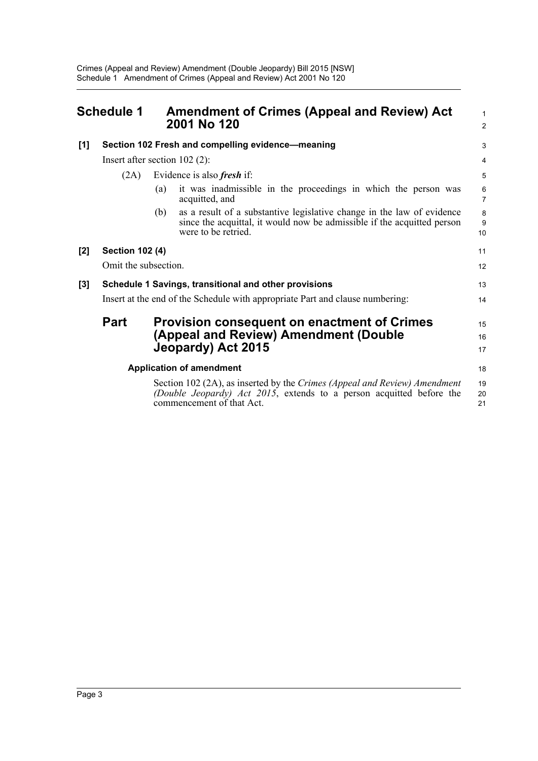## Schedule 1 Amendment of Crimes (Appeal and Review) Act 2001 No 120

**[1] Section 102 Fresh and compelling evidence—meaning**

Insert after section 102 (2):

(2A) Evidence is also ***fresh*** if:

(a) it was inadmissible in the proceedings in which the person was acquitted, and

(b) as a result of a substantive legislative change in the law of evidence since the acquittal, it would now be admissible if the acquitted person were to be retried.

**[2] Section 102 (4)**

Omit the subsection.

**[3] Schedule 1 Savings, transitional and other provisions**

Insert at the end of the Schedule with appropriate Part and clause numbering:

### Part Provision consequent on enactment of Crimes (Appeal and Review) Amendment (Double Jeopardy) Act 2015

**Application of amendment**

Section 102 (2A), as inserted by the *Crimes (Appeal and Review) Amendment (Double Jeopardy) Act 2015*, extends to a person acquitted before the commencement of that Act.